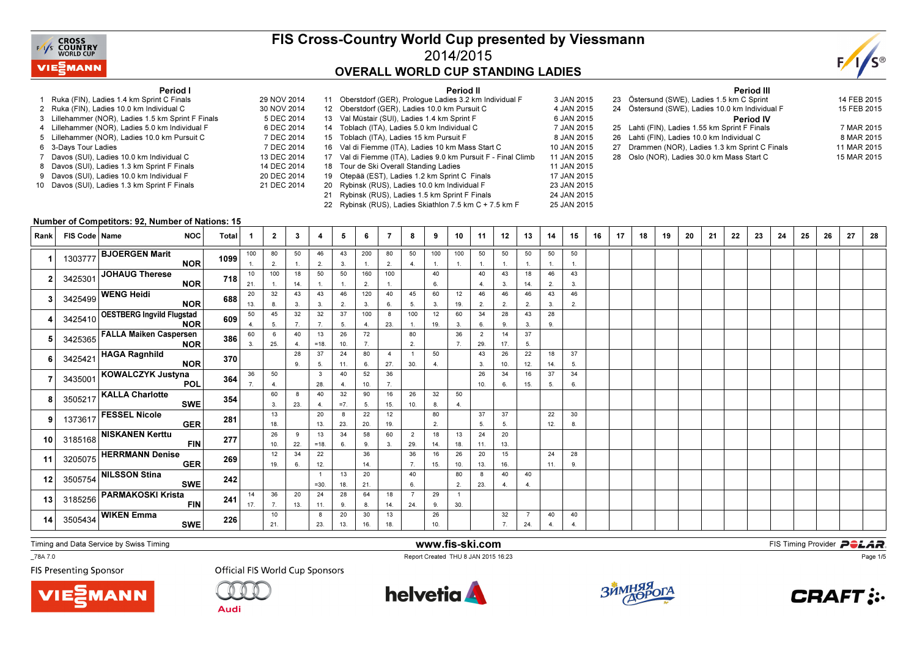# FIS Cross-Country World Cup presented by Viessmann

## 2014/2015

## OVERALL WORLD CUP STANDING LADIES

### Period I

1. Ruka (FIN), Ladies 1.4 km Sprint C Finals — 29 NOV 2014
2. Ruka (FIN), Ladies 10.0 km Individual C — 30 NOV 2014
3. Lillehammer (NOR), Ladies 1.5 km Sprint F Finals — 5 DEC 2014
4. Lillehammer (NOR), Ladies 5.0 km Individual F — 6 DEC 2014
5. Lillehammer (NOR), Ladies 10.0 km Pursuit C — 7 DEC 2014
6. 3-Days Tour Ladies — 7 DEC 2014
7. Davos (SUI), Ladies 10.0 km Individual C — 13 DEC 2014
8. Davos (SUI), Ladies 1.3 km Sprint F Finals — 14 DEC 2014
9. Davos (SUI), Ladies 10.0 km Individual F — 20 DEC 2014
10. Davos (SUI), Ladies 1.3 km Sprint F Finals — 21 DEC 2014

### Period II

11. Oberstdorf (GER), Prologue Ladies 3.2 km Individual F — 3 JAN 2015
12. Oberstdorf (GER), Ladies 10.0 km Pursuit C — 4 JAN 2015
13. Val Müstair (SUI), Ladies 1.4 km Sprint F — 6 JAN 2015
14. Toblach (ITA), Ladies 5.0 km Individual C — 7 JAN 2015
15. Toblach (ITA), Ladies 15 km Pursuit F — 8 JAN 2015
16. Val di Fiemme (ITA), Ladies 10 km Mass Start C — 10 JAN 2015
17. Val di Fiemme (ITA), Ladies 9.0 km Pursuit F - Final Climb — 11 JAN 2015
18. Tour de Ski Overall Standing Ladies — 11 JAN 2015
19. Otepää (EST), Ladies 1.2 km Sprint C Finals — 17 JAN 2015
20. Rybinsk (RUS), Ladies 10.0 km Individual F — 23 JAN 2015
21. Rybinsk (RUS), Ladies 1.5 km Sprint F Finals — 24 JAN 2015
22. Rybinsk (RUS), Ladies Skiathlon 7.5 km C + 7.5 km F — 25 JAN 2015

### Period III

23. Östersund (SWE), Ladies 1.5 km C Sprint — 14 FEB 2015
24. Östersund (SWE), Ladies 10.0 km Individual F — 15 FEB 2015

### Period IV

25. Lahti (FIN), Ladies 1.55 km Sprint F Finals — 7 MAR 2015
26. Lahti (FIN), Ladies 10.0 km Individual C — 8 MAR 2015
27. Drammen (NOR), Ladies 1.3 km Sprint C Finals — 11 MAR 2015
28. Oslo (NOR), Ladies 30.0 km Mass Start C — 15 MAR 2015

**Number of Competitors: 92, Number of Nations: 15**

| Rank | FIS Code | Name | NOC | Total | 1 | 2 | 3 | 4 | 5 | 6 | 7 | 8 | 9 | 10 | 11 | 12 | 13 | 14 | 15 | 16 | 17 | 18 | 19 | 20 | 21 | 22 | 23 | 24 | 25 | 26 | 27 | 28 |
|---|---|---|---|---|---|---|---|---|---|---|---|---|---|---|---|---|---|---|---|---|---|---|---|---|---|---|---|---|---|---|---|---|
| 1 | 1303777 | BJOERGEN Marit | NOR | 1099 | 100 (1.) | 80 (2.) | 50 (1.) | 46 (2.) | 43 (3.) | 200 (1.) | 80 (2.) | 50 (4.) | 100 (1.) | 100 (1.) | 50 (1.) | 50 (1.) | 50 (1.) | 50 (1.) | 50 (1.) | | | | | | | | | | | | | |
| 2 | 3425301 | JOHAUG Therese | NOR | 718 | 10 (21.) | 100 (1.) | 18 (14.) | 50 (1.) | 50 (1.) | 160 (2.) | 100 (1.) | | 40 (6.) | | 40 (4.) | 43 (3.) | 18 (14.) | 46 (2.) | 43 (3.) | | | | | | | | | | | | | |
| 3 | 3425499 | WENG Heidi | NOR | 688 | 20 (13.) | 32 (8.) | 43 (3.) | 43 (3.) | 46 (2.) | 120 (3.) | 40 (6.) | 45 (5.) | 60 (3.) | 12 (19.) | 46 (2.) | 46 (2.) | 46 (2.) | 43 (3.) | 46 (2.) | | | | | | | | | | | | | |
| 4 | 3425410 | OESTBERG Ingvild Flugstad | NOR | 609 | 50 (4.) | 45 (5.) | 32 (7.) | 32 (7.) | 37 (5.) | 100 (4.) | 8 (23.) | 100 (1.) | 12 (19.) | 60 (3.) | 34 (6.) | 28 (9.) | 43 (3.) | 28 (9.) | | | | | | | | | | | | | | |
| 5 | 3425365 | FALLA Maiken Caspersen | NOR | 386 | 60 (3.) | 6 (25.) | 40 (4.) | 13 (=18.) | 26 (10.) | 72 (7.) | | 80 (2.) | | 36 (7.) | 2 (29.) | 14 (17.) | 37 (5.) | | | | | | | | | | | | | | | |
| 6 | 3425421 | HAGA Ragnhild | NOR | 370 | | | 28 (9.) | 37 (5.) | 24 (11.) | 80 (6.) | 4 (27.) | 1 (30.) | 50 (4.) | | 43 (3.) | 26 (10.) | 22 (12.) | 18 (14.) | 37 (5.) | | | | | | | | | | | | | |
| 7 | 3435001 | KOWALCZYK Justyna | POL | 364 | 36 (7.) | 50 (4.) | | 3 (28.) | 40 (4.) | 52 (10.) | 36 (7.) | | | | 26 (10.) | 34 (6.) | 16 (15.) | 37 (5.) | 34 (6.) | | | | | | | | | | | | | |
| 8 | 3505217 | KALLA Charlotte | SWE | 354 | | 60 (3.) | 8 (23.) | 40 (4.) | 32 (=7.) | 90 (5.) | 16 (15.) | 26 (10.) | 32 (8.) | 50 (4.) | | | | | | | | | | | | | | | | | | |
| 9 | 1373617 | FESSEL Nicole | GER | 281 | | 13 (18.) | | 20 (13.) | 8 (23.) | 22 (20.) | 12 (19.) | | 80 (2.) | | 37 (5.) | 37 (5.) | | 22 (12.) | 30 (8.) | | | | | | | | | | | | | |
| 10 | 3185168 | NISKANEN Kerttu | FIN | 277 | | 26 (10.) | 9 (22.) | 13 (=18.) | 34 (6.) | 58 (9.) | 60 (3.) | 2 (29.) | 18 (14.) | 13 (18.) | 24 (11.) | 20 (13.) | | | | | | | | | | | | | | | | |
| 11 | 3205075 | HERRMANN Denise | GER | 269 | | 12 (19.) | 34 (6.) | 22 (12.) | | 36 (14.) | | 36 (7.) | 16 (15.) | 26 (10.) | 20 (13.) | 15 (16.) | | 24 (11.) | 28 (9.) | | | | | | | | | | | | | |
| 12 | 3505754 | NILSSON Stina | SWE | 242 | | | | 1 (=30.) | 13 (18.) | 20 (21.) | | 40 (6.) | | 80 (2.) | 8 (23.) | 40 (4.) | 40 (4.) | | | | | | | | | | | | | | | |
| 13 | 3185256 | PARMAKOSKI Krista | FIN | 241 | 14 (17.) | 36 (7.) | 20 (13.) | 24 (11.) | 28 (9.) | 64 (8.) | 18 (14.) | 7 (24.) | 29 (9.) | 1 (30.) | | | | | | | | | | | | | | | | | | |
| 14 | 3505434 | WIKEN Emma | SWE | 226 | | 10 (21.) | | 8 (23.) | 20 (13.) | 30 (16.) | 13 (18.) | | 26 (10.) | | | 32 (7.) | 7 (24.) | 40 (4.) | 40 (4.) | | | | | | | | | | | | | |

Timing and Data Service by Swiss Timing — www.fis-ski.com — FIS Timing Provider POLAR

_78A 7.0 — Report Created THU 8 JAN 2015 16:23

FIS Presenting Sponsor: VIESSMANN — Official FIS World Cup Sponsors: Audi, helvetia, Зимняя Дорога, CRAFT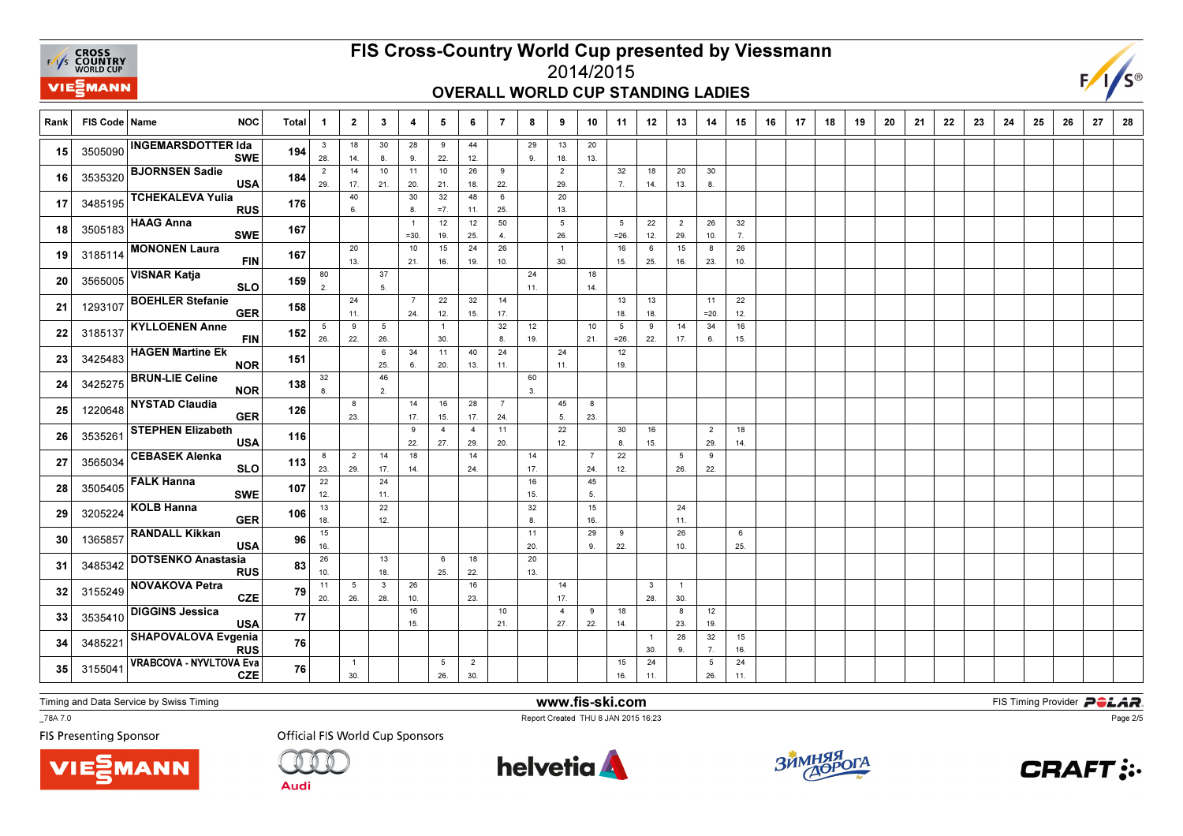# FIS Cross-Country World Cup presented by Viessmann

## 2014/2015

### OVERALL WORLD CUP STANDING LADIES

| Rank | FIS Code | Name | NOC | Total | 1 | 2 | 3 | 4 | 5 | 6 | 7 | 8 | 9 | 10 | 11 | 12 | 13 | 14 | 15 | 16 | 17 | 18 | 19 | 20 | 21 | 22 | 23 | 24 | 25 | 26 | 27 | 28 |
|---|---|---|---|---|---|---|---|---|---|---|---|---|---|---|---|---|---|---|---|---|---|---|---|---|---|---|---|---|---|---|---|---|
| 15 | 3505090 | INGEMARSDOTTER Ida | SWE | 194 | 3 28. | 18 14. | 30 8. | 28 9. | 9 22. | 44 12. | | 29 9. | 13 18. | 20 13. | | | | | | | | | | | | | | | | | | |
| 16 | 3535320 | BJORNSEN Sadie | USA | 184 | 2 29. | 14 17. | 10 21. | 11 20. | 10 21. | 26 18. | 9 22. | | 2 29. | | 32 7. | 18 14. | 20 13. | 30 8. | | | | | | | | | | | | | | |
| 17 | 3485195 | TCHEKALEVA Yulia | RUS | 176 | | 40 6. | | 30 8. | 32 =7. | 48 11. | 6 25. | | 20 13. | | | | | | | | | | | | | | | | | | | |
| 18 | 3505183 | HAAG Anna | SWE | 167 | | | | 1 =30. | 12 19. | 12 25. | 50 4. | | 5 26. | | 5 =26. | 22 12. | 2 29. | 26 10. | 32 7. | | | | | | | | | | | | | |
| 19 | 3185114 | MONONEN Laura | FIN | 167 | | 20 13. | | 10 21. | 15 16. | 24 19. | 26 10. | | 1 30. | | 16 15. | 6 25. | 15 16. | 8 23. | 26 10. | | | | | | | | | | | | | |
| 20 | 3565005 | VISNAR Katja | SLO | 159 | 80 2. | | 37 5. | | | | | 24 11. | | 18 14. | | | | | | | | | | | | | | | | | | |
| 21 | 1293107 | BOEHLER Stefanie | GER | 158 | | 24 11. | | 7 24. | 22 12. | 32 15. | 14 17. | | | | 13 18. | 13 18. | | 11 =20. | 22 12. | | | | | | | | | | | | | |
| 22 | 3185137 | KYLLOENEN Anne | FIN | 152 | 5 26. | 9 22. | 5 26. | | 1 30. | | 32 8. | 12 19. | | 10 21. | 5 =26. | 9 22. | 14 17. | 34 6. | 16 15. | | | | | | | | | | | | | |
| 23 | 3425483 | HAGEN Martine Ek | NOR | 151 | | | 6 25. | 34 6. | 11 20. | 40 13. | 24 11. | | 24 11. | | 12 19. | | | | | | | | | | | | | | | | | |
| 24 | 3425275 | BRUN-LIE Celine | NOR | 138 | 32 8. | | 46 2. | | | | | 60 3. | | | | | | | | | | | | | | | | | | | | |
| 25 | 1220648 | NYSTAD Claudia | GER | 126 | | 8 23. | | 14 17. | 16 15. | 28 17. | 7 24. | | 45 5. | 8 23. | | | | | | | | | | | | | | | | | | |
| 26 | 3535261 | STEPHEN Elizabeth | USA | 116 | | | | 9 22. | 4 27. | 4 29. | 11 20. | | 22 12. | | 30 8. | 16 15. | | 2 29. | 18 14. | | | | | | | | | | | | | |
| 27 | 3565034 | CEBASEK Alenka | SLO | 113 | 8 23. | 2 29. | 14 17. | 18 14. | | 14 24. | | 14 17. | | 7 24. | 22 12. | | 5 26. | 9 22. | | | | | | | | | | | | | | |
| 28 | 3505405 | FALK Hanna | SWE | 107 | 22 12. | | 24 11. | | | | | 16 15. | | 45 5. | | | | | | | | | | | | | | | | | | |
| 29 | 3205224 | KOLB Hanna | GER | 106 | 13 18. | | 22 12. | | | | | 32 8. | | 15 16. | | | 24 11. | | | | | | | | | | | | | | | |
| 30 | 1365857 | RANDALL Kikkan | USA | 96 | 15 16. | | | | | | | 11 20. | | 29 9. | 9 22. | | 26 10. | | 6 25. | | | | | | | | | | | | | |
| 31 | 3485342 | DOTSENKO Anastasia | RUS | 83 | 26 10. | | 13 18. | | 6 25. | 18 22. | | 20 13. | | | | | | | | | | | | | | | | | | | | |
| 32 | 3155249 | NOVAKOVA Petra | CZE | 79 | 11 20. | 5 26. | 3 28. | 26 10. | | 16 23. | | | 14 17. | | | 3 28. | 1 30. | | | | | | | | | | | | | | | |
| 33 | 3535410 | DIGGINS Jessica | USA | 77 | | | | 16 15. | | | 10 21. | | 4 27. | 9 22. | 18 14. | | 8 23. | 12 19. | | | | | | | | | | | | | | |
| 34 | 3485221 | SHAPOVALOVA Evgenia | RUS | 76 | | | | | | | | | | | | 1 30. | 28 9. | 32 7. | 15 16. | | | | | | | | | | | | | |
| 35 | 3155041 | VRABCOVA - NYVLTOVA Eva | CZE | 76 | | 1 30. | | | 5 26. | 2 30. | | | | | 15 16. | 24 11. | | 5 26. | 24 11. | | | | | | | | | | | | | |

Timing and Data Service by Swiss Timing

www.fis-ski.com

FIS Timing Provider POLAR

_78A 7.0

Report Created THU 8 JAN 2015 16:23

FIS Presenting Sponsor

Official FIS World Cup Sponsors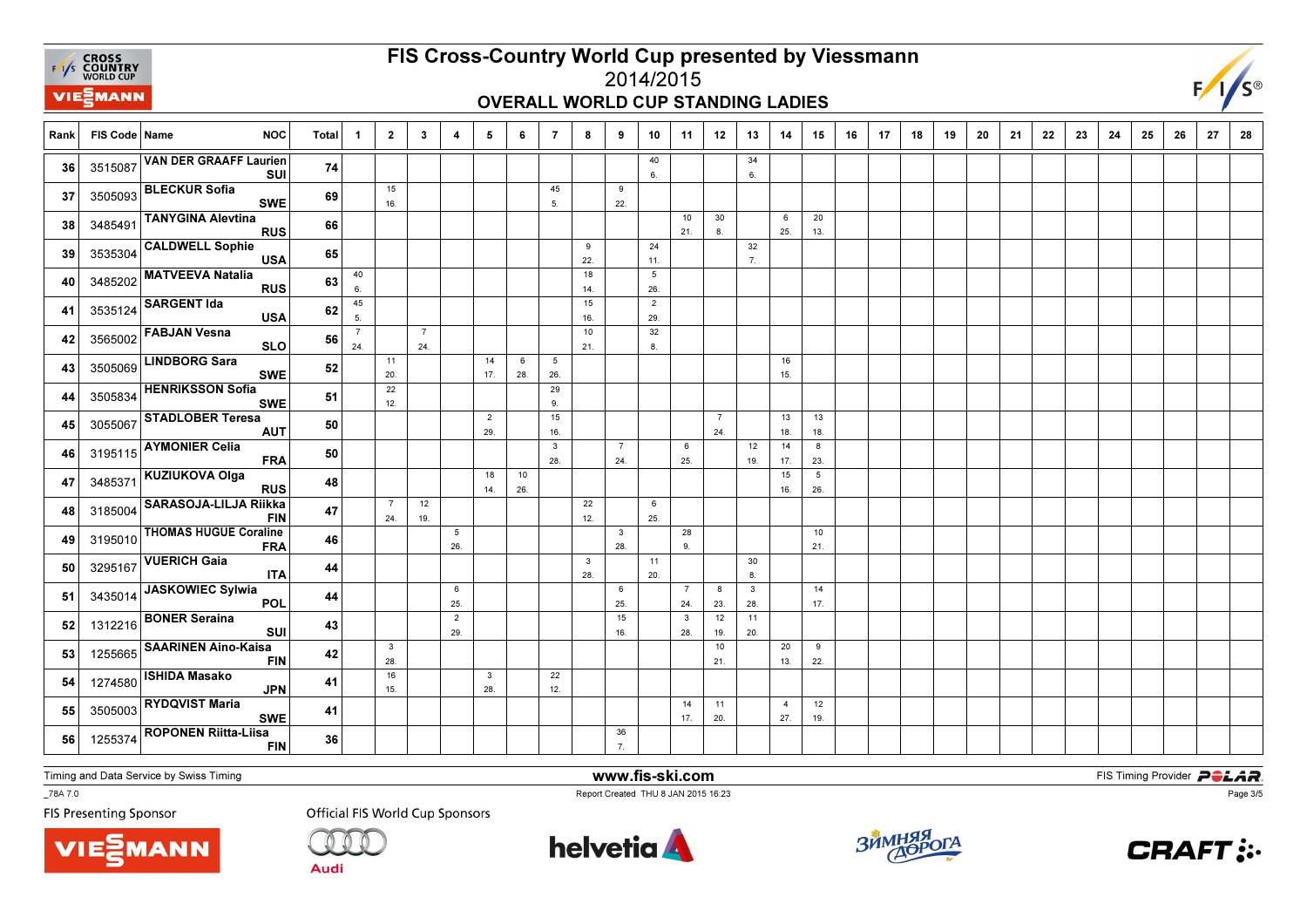# FIS Cross-Country World Cup presented by Viessmann

## 2014/2015

### OVERALL WORLD CUP STANDING LADIES

| Rank | FIS Code | Name | NOC | Total | 1 | 2 | 3 | 4 | 5 | 6 | 7 | 8 | 9 | 10 | 11 | 12 | 13 | 14 | 15 | 16 | 17 | 18 | 19 | 20 | 21 | 22 | 23 | 24 | 25 | 26 | 27 | 28 |
|---|---|---|---|---|---|---|---|---|---|---|---|---|---|---|---|---|---|---|---|---|---|---|---|---|---|---|---|---|---|---|---|---|
| 36 | 3515087 | VAN DER GRAAFF Laurien | SUI | 74 | | | | | | | | | | 40 6. | | | 34 6. | | | | | | | | | | | | | | | |
| 37 | 3505093 | BLECKUR Sofia | SWE | 69 | | 15 16. | | | | | 45 5. | | 9 22. | | | | | | | | | | | | | | | | | | | |
| 38 | 3485491 | TANYGINA Alevtina | RUS | 66 | | | | | | | | | | | 10 21. | 30 8. | | 6 25. | 20 13. | | | | | | | | | | | | | |
| 39 | 3535304 | CALDWELL Sophie | USA | 65 | | | | | | | | 9 22. | | 24 11. | | | 32 7. | | | | | | | | | | | | | | | |
| 40 | 3485202 | MATVEEVA Natalia | RUS | 63 | 40 6. | | | | | | | 18 14. | | 5 26. | | | | | | | | | | | | | | | | | | |
| 41 | 3535124 | SARGENT Ida | USA | 62 | 45 5. | | | | | | | 15 16. | | 2 29. | | | | | | | | | | | | | | | | | | |
| 42 | 3565002 | FABJAN Vesna | SLO | 56 | 7 24. | | 7 24. | | | | | 10 21. | | 32 8. | | | | | | | | | | | | | | | | | | |
| 43 | 3505069 | LINDBORG Sara | SWE | 52 | | 11 20. | | | 14 17. | 6 28. | 5 26. | | | | | | | 16 15. | | | | | | | | | | | | | | |
| 44 | 3505834 | HENRIKSSON Sofia | SWE | 51 | | 22 12. | | | | | 29 9. | | | | | | | | | | | | | | | | | | | | | |
| 45 | 3055067 | STADLOBER Teresa | AUT | 50 | | | | | 2 29. | | 15 16. | | | | | 7 24. | | 13 18. | 13 18. | | | | | | | | | | | | | |
| 46 | 3195115 | AYMONIER Celia | FRA | 50 | | | | | | | 3 28. | | 7 24. | | 6 25. | | 12 19. | 14 17. | 8 23. | | | | | | | | | | | | | |
| 47 | 3485371 | KUZIUKOVA Olga | RUS | 48 | | | | | 18 14. | 10 26. | | | | | | | | 15 16. | 5 26. | | | | | | | | | | | | | |
| 48 | 3185004 | SARASOJA-LILJA Riikka | FIN | 47 | | 7 24. | 12 19. | | | | | 22 12. | | 6 25. | | | | | | | | | | | | | | | | | | |
| 49 | 3195010 | THOMAS HUGUE Coraline | FRA | 46 | | | | 5 26. | | | | | 3 28. | | 28 9. | | | | 10 21. | | | | | | | | | | | | | |
| 50 | 3295167 | VUERICH Gaia | ITA | 44 | | | | | | | | 3 28. | | 11 20. | | | 30 8. | | | | | | | | | | | | | | | |
| 51 | 3435014 | JASKOWIEC Sylwia | POL | 44 | | | | 6 25. | | | | | 6 25. | | 7 24. | 8 23. | 3 28. | | 14 17. | | | | | | | | | | | | | |
| 52 | 1312216 | BONER Seraina | SUI | 43 | | | | 2 29. | | | | | 15 16. | | 3 28. | 12 19. | 11 20. | | | | | | | | | | | | | | | |
| 53 | 1255665 | SAARINEN Aino-Kaisa | FIN | 42 | | 3 28. | | | | | | | | | | 10 21. | | 20 13. | 9 22. | | | | | | | | | | | | | |
| 54 | 1274580 | ISHIDA Masako | JPN | 41 | | 16 15. | | | 3 28. | | 22 12. | | | | | | | | | | | | | | | | | | | | | |
| 55 | 3505003 | RYDQVIST Maria | SWE | 41 | | | | | | | | | | | 14 17. | 11 20. | | 4 27. | 12 19. | | | | | | | | | | | | | |
| 56 | 1255374 | ROPONEN Riitta-Liisa | FIN | 36 | | | | | | | | | 36 7. | | | | | | | | | | | | | | | | | | | |

Timing and Data Service by Swiss Timing

www.fis-ski.com

FIS Timing Provider POLAR

_78A 7.0

Report Created THU 8 JAN 2015 16:23

FIS Presenting Sponsor

Official FIS World Cup Sponsors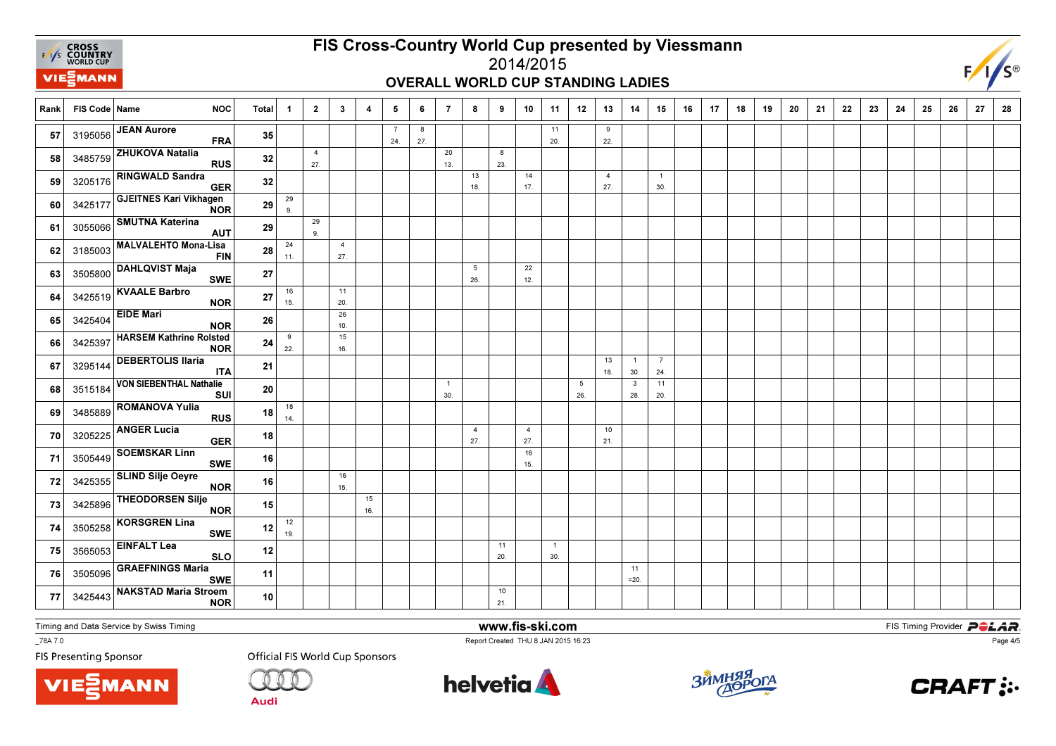# FIS Cross-Country World Cup presented by Viessmann

## 2014/2015

### OVERALL WORLD CUP STANDING LADIES

| Rank | FIS Code | Name | NOC | Total | 1 | 2 | 3 | 4 | 5 | 6 | 7 | 8 | 9 | 10 | 11 | 12 | 13 | 14 | 15 | 16 | 17 | 18 | 19 | 20 | 21 | 22 | 23 | 24 | 25 | 26 | 27 | 28 |
|---|---|---|---|---|---|---|---|---|---|---|---|---|---|---|---|---|---|---|---|---|---|---|---|---|---|---|---|---|---|---|---|---|
| 57 | 3195056 | JEAN Aurore | FRA | 35 | | | | | 7 24. | 8 27. | | | | | 11 20. | | 9 22. | | | | | | | | | | | | | | | |
| 58 | 3485759 | ZHUKOVA Natalia | RUS | 32 | | 4 27. | | | | | 20 13. | | 8 23. | | | | | | | | | | | | | | | | | | | |
| 59 | 3205176 | RINGWALD Sandra | GER | 32 | | | | | | | | 13 18. | | 14 17. | | | 4 27. | | 1 30. | | | | | | | | | | | | | |
| 60 | 3425177 | GJEITNES Kari Vikhagen | NOR | 29 | 29 9. | | | | | | | | | | | | | | | | | | | | | | | | | | | |
| 61 | 3055066 | SMUTNA Katerina | AUT | 29 | | 29 9. | | | | | | | | | | | | | | | | | | | | | | | | | | |
| 62 | 3185003 | MALVALEHTO Mona-Lisa | FIN | 28 | 24 11. | | 4 27. | | | | | | | | | | | | | | | | | | | | | | | | | |
| 63 | 3505800 | DAHLQVIST Maja | SWE | 27 | | | | | | | | 5 26. | | 22 12. | | | | | | | | | | | | | | | | | | |
| 64 | 3425519 | KVAALE Barbro | NOR | 27 | 16 15. | | 11 20. | | | | | | | | | | | | | | | | | | | | | | | | | |
| 65 | 3425404 | EIDE Mari | NOR | 26 | | | 26 10. | | | | | | | | | | | | | | | | | | | | | | | | | |
| 66 | 3425397 | HARSEM Kathrine Rolsted | NOR | 24 | 9 22. | | 15 16. | | | | | | | | | | | | | | | | | | | | | | | | | |
| 67 | 3295144 | DEBERTOLIS Ilaria | ITA | 21 | | | | | | | | | | | | | 13 18. | 1 30. | 7 24. | | | | | | | | | | | | | |
| 68 | 3515184 | VON SIEBENTHAL Nathalie | SUI | 20 | | | | | | | 1 30. | | | | | 5 26. | | 3 28. | 11 20. | | | | | | | | | | | | | |
| 69 | 3485889 | ROMANOVA Yulia | RUS | 18 | 18 14. | | | | | | | | | | | | | | | | | | | | | | | | | | | |
| 70 | 3205225 | ANGER Lucia | GER | 18 | | | | | | | | 4 27. | | 4 27. | | | 10 21. | | | | | | | | | | | | | | | |
| 71 | 3505449 | SOEMSKAR Linn | SWE | 16 | | | | | | | | | | 16 15. | | | | | | | | | | | | | | | | | | |
| 72 | 3425355 | SLIND Silje Oeyre | NOR | 16 | | | 16 15. | | | | | | | | | | | | | | | | | | | | | | | | | |
| 73 | 3425896 | THEODORSEN Silje | NOR | 15 | | | | 15 16. | | | | | | | | | | | | | | | | | | | | | | | | |
| 74 | 3505258 | KORSGREN Lina | SWE | 12 | 12 19. | | | | | | | | | | | | | | | | | | | | | | | | | | | |
| 75 | 3565053 | EINFALT Lea | SLO | 12 | | | | | | | | | 11 20. | | 1 30. | | | | | | | | | | | | | | | | | |
| 76 | 3505096 | GRAEFNINGS Maria | SWE | 11 | | | | | | | | | | | | | | 11 =20. | | | | | | | | | | | | | | |
| 77 | 3425443 | NAKSTAD Maria Stroem | NOR | 10 | | | | | | | | | 10 21. | | | | | | | | | | | | | | | | | | | |

Timing and Data Service by Swiss Timing

www.fis-ski.com

FIS Timing Provider POLAR

_78A 7.0

Report Created THU 8 JAN 2015 16:23

FIS Presenting Sponsor

Official FIS World Cup Sponsors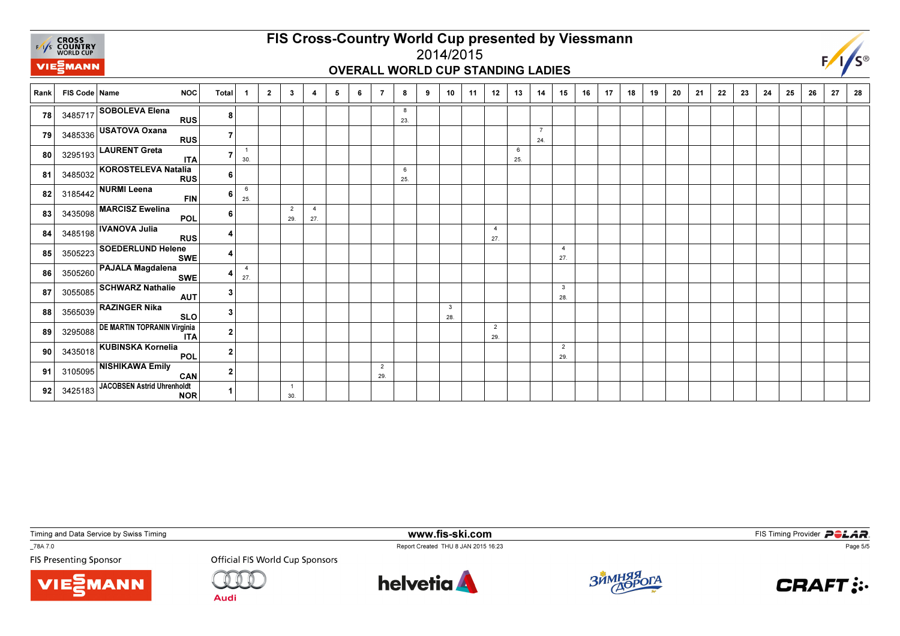# FIS Cross-Country World Cup presented by Viessmann

2014/2015

## OVERALL WORLD CUP STANDING LADIES

| Rank | FIS Code | Name | NOC | Total | 1 | 2 | 3 | 4 | 5 | 6 | 7 | 8 | 9 | 10 | 11 | 12 | 13 | 14 | 15 | 16 | 17 | 18 | 19 | 20 | 21 | 22 | 23 | 24 | 25 | 26 | 27 | 28 |
|---|---|---|---|---|---|---|---|---|---|---|---|---|---|---|---|---|---|---|---|---|---|---|---|---|---|---|---|---|---|---|---|---|
| 78 | 3485717 | SOBOLEVA Elena | RUS | 8 | | | | | | | | 8 23. | | | | | | | | | | | | | | | | | | | | |
| 79 | 3485336 | USATOVA Oxana | RUS | 7 | | | | | | | | | | | | | | 7 24. | | | | | | | | | | | | | | |
| 80 | 3295193 | LAURENT Greta | ITA | 7 | 1 30. | | | | | | | | | | | | 6 25. | | | | | | | | | | | | | | | |
| 81 | 3485032 | KOROSTELEVA Natalia | RUS | 6 | | | | | | | | 6 25. | | | | | | | | | | | | | | | | | | | | |
| 82 | 3185442 | NURMI Leena | FIN | 6 | 6 25. | | | | | | | | | | | | | | | | | | | | | | | | | | | |
| 83 | 3435098 | MARCISZ Ewelina | POL | 6 | | | 2 29. | 4 27. | | | | | | | | | | | | | | | | | | | | | | | | |
| 84 | 3485198 | IVANOVA Julia | RUS | 4 | | | | | | | | | | | | 4 27. | | | | | | | | | | | | | | | | |
| 85 | 3505223 | SOEDERLUND Helene | SWE | 4 | | | | | | | | | | | | | | | 4 27. | | | | | | | | | | | | | |
| 86 | 3505260 | PAJALA Magdalena | SWE | 4 | 4 27. | | | | | | | | | | | | | | | | | | | | | | | | | | | |
| 87 | 3055085 | SCHWARZ Nathalie | AUT | 3 | | | | | | | | | | | | | | | 3 28. | | | | | | | | | | | | | |
| 88 | 3565039 | RAZINGER Nika | SLO | 3 | | | | | | | | | | 3 28. | | | | | | | | | | | | | | | | | | |
| 89 | 3295088 | DE MARTIN TOPRANIN Virginia | ITA | 2 | | | | | | | | | | | | 2 29. | | | | | | | | | | | | | | | | |
| 90 | 3435018 | KUBINSKA Kornelia | POL | 2 | | | | | | | | | | | | | | | 2 29. | | | | | | | | | | | | | |
| 91 | 3105095 | NISHIKAWA Emily | CAN | 2 | | | | | | | 2 29. | | | | | | | | | | | | | | | | | | | | | |
| 92 | 3425183 | JACOBSEN Astrid Uhrenholdt | NOR | 1 | | | 1 30. | | | | | | | | | | | | | | | | | | | | | | | | | |

Timing and Data Service by Swiss Timing

www.fis-ski.com

FIS Timing Provider POLAR

_78A 7.0

Report Created THU 8 JAN 2015 16:23

FIS Presenting Sponsor

Official FIS World Cup Sponsors